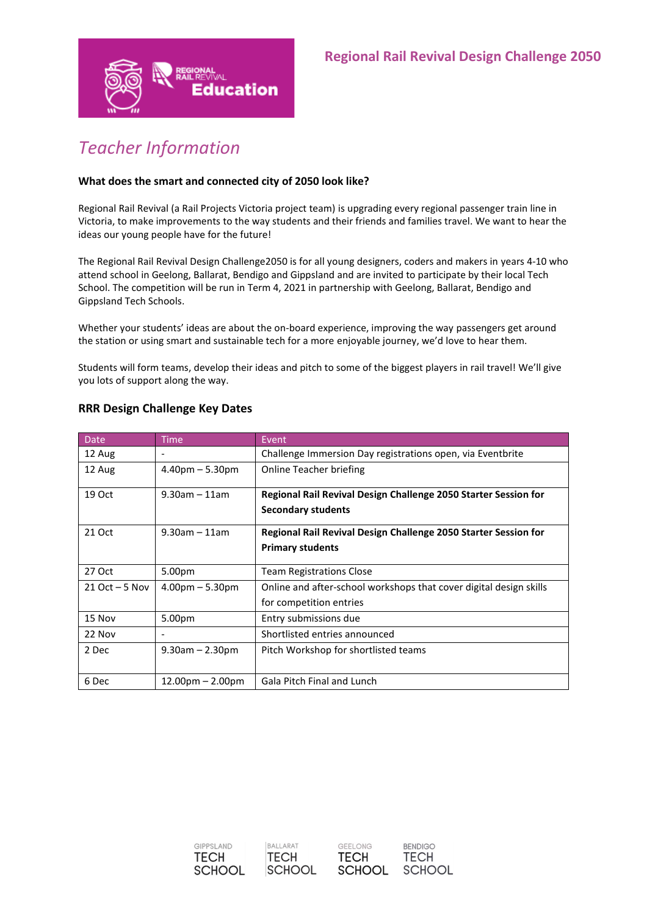# Regional Rail Revival Design Challenge 2050

## *Teacher Information*

**What does the smart and connected city of 2050 look like?**

Regional Rail Revival (a Rail Projects Victoria project team) is upgrading every regional passenger train line in Victoria, to make improvements to the way students and their friends and families travel. We want to hear the ideas our young people have for the future!

The Regional Rail Revival Design Challenge2050 is for all young designers, coders and makers in years 4-10 who attend school in Geelong, Ballarat, Bendigo and Gippsland and are invited to participate by their local Tech School. The competition will be run in Term 4, 2021 in partnership with Geelong, Ballarat, Bendigo and Gippsland Tech Schools.

Whether your students' ideas are about the on-board experience, improving the way passengers get around the station or using smart and sustainable tech for a more enjoyable journey, we'd love to hear them.

Students will form teams, develop their ideas and pitch to some of the biggest players in rail travel! We'll give you lots of support along the way.

### RRR Design Challenge Key Dates

| Date | Time | Event |
|---|---|---|
| 12 Aug | - | Challenge Immersion Day registrations open, via Eventbrite |
| 12 Aug | 4.40pm – 5.30pm | Online Teacher briefing |
| 19 Oct | 9.30am – 11am | **Regional Rail Revival Design Challenge 2050 Starter Session for Secondary students** |
| 21 Oct | 9.30am – 11am | **Regional Rail Revival Design Challenge 2050 Starter Session for Primary students** |
| 27 Oct | 5.00pm | Team Registrations Close |
| 21 Oct – 5 Nov | 4.00pm – 5.30pm | Online and after-school workshops that cover digital design skills for competition entries |
| 15 Nov | 5.00pm | Entry submissions due |
| 22 Nov | - | Shortlisted entries announced |
| 2 Dec | 9.30am – 2.30pm | Pitch Workshop for shortlisted teams |
| 6 Dec | 12.00pm – 2.00pm | Gala Pitch Final and Lunch |

GIPPSLAND TECH SCHOOL | BALLARAT TECH SCHOOL | GEELONG TECH SCHOOL | BENDIGO TECH SCHOOL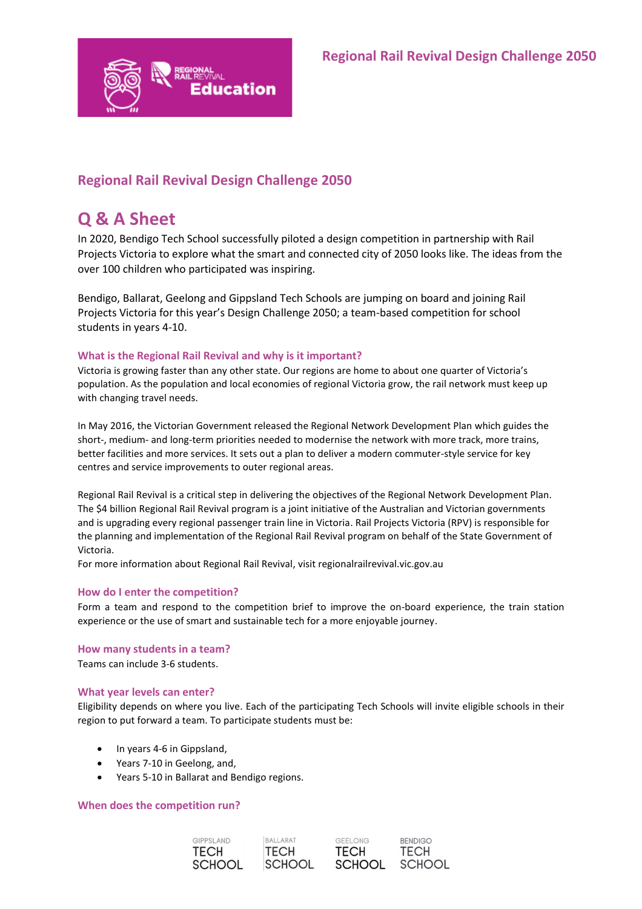## Regional Rail Revival Design Challenge 2050

# Q & A Sheet

In 2020, Bendigo Tech School successfully piloted a design competition in partnership with Rail Projects Victoria to explore what the smart and connected city of 2050 looks like. The ideas from the over 100 children who participated was inspiring.

Bendigo, Ballarat, Geelong and Gippsland Tech Schools are jumping on board and joining Rail Projects Victoria for this year's Design Challenge 2050; a team-based competition for school students in years 4-10.

### What is the Regional Rail Revival and why is it important?

Victoria is growing faster than any other state. Our regions are home to about one quarter of Victoria's population. As the population and local economies of regional Victoria grow, the rail network must keep up with changing travel needs.

In May 2016, the Victorian Government released the Regional Network Development Plan which guides the short-, medium- and long-term priorities needed to modernise the network with more track, more trains, better facilities and more services. It sets out a plan to deliver a modern commuter-style service for key centres and service improvements to outer regional areas.

Regional Rail Revival is a critical step in delivering the objectives of the Regional Network Development Plan. The $4 billion Regional Rail Revival program is a joint initiative of the Australian and Victorian governments and is upgrading every regional passenger train line in Victoria. Rail Projects Victoria (RPV) is responsible for the planning and implementation of the Regional Rail Revival program on behalf of the State Government of Victoria.

For more information about Regional Rail Revival, visit regionalrailrevival.vic.gov.au

### How do I enter the competition?

Form a team and respond to the competition brief to improve the on-board experience, the train station experience or the use of smart and sustainable tech for a more enjoyable journey.

### How many students in a team?

Teams can include 3-6 students.

### What year levels can enter?

Eligibility depends on where you live. Each of the participating Tech Schools will invite eligible schools in their region to put forward a team. To participate students must be:

- In years 4-6 in Gippsland,
- Years 7-10 in Geelong, and,
- Years 5-10 in Ballarat and Bendigo regions.

### When does the competition run?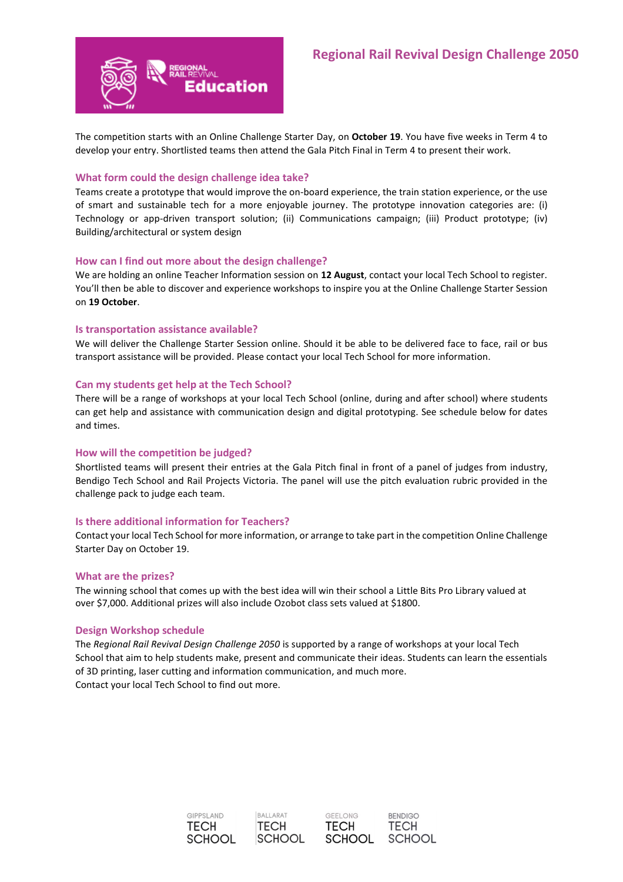# Regional Rail Revival Design Challenge 2050

The competition starts with an Online Challenge Starter Day, on **October 19**. You have five weeks in Term 4 to develop your entry. Shortlisted teams then attend the Gala Pitch Final in Term 4 to present their work.

## What form could the design challenge idea take?

Teams create a prototype that would improve the on-board experience, the train station experience, or the use of smart and sustainable tech for a more enjoyable journey. The prototype innovation categories are: (i) Technology or app-driven transport solution; (ii) Communications campaign; (iii) Product prototype; (iv) Building/architectural or system design

## How can I find out more about the design challenge?

We are holding an online Teacher Information session on **12 August**, contact your local Tech School to register. You'll then be able to discover and experience workshops to inspire you at the Online Challenge Starter Session on **19 October**.

## Is transportation assistance available?

We will deliver the Challenge Starter Session online. Should it be able to be delivered face to face, rail or bus transport assistance will be provided. Please contact your local Tech School for more information.

## Can my students get help at the Tech School?

There will be a range of workshops at your local Tech School (online, during and after school) where students can get help and assistance with communication design and digital prototyping. See schedule below for dates and times.

## How will the competition be judged?

Shortlisted teams will present their entries at the Gala Pitch final in front of a panel of judges from industry, Bendigo Tech School and Rail Projects Victoria. The panel will use the pitch evaluation rubric provided in the challenge pack to judge each team.

## Is there additional information for Teachers?

Contact your local Tech School for more information, or arrange to take part in the competition Online Challenge Starter Day on October 19.

## What are the prizes?

The winning school that comes up with the best idea will win their school a Little Bits Pro Library valued at over $7,000. Additional prizes will also include Ozobot class sets valued at $1800.

## Design Workshop schedule

The *Regional Rail Revival Design Challenge 2050* is supported by a range of workshops at your local Tech School that aim to help students make, present and communicate their ideas. Students can learn the essentials of 3D printing, laser cutting and information communication, and much more.
Contact your local Tech School to find out more.

GIPPSLAND TECH SCHOOL | BALLARAT TECH SCHOOL | GEELONG TECH SCHOOL | BENDIGO TECH SCHOOL